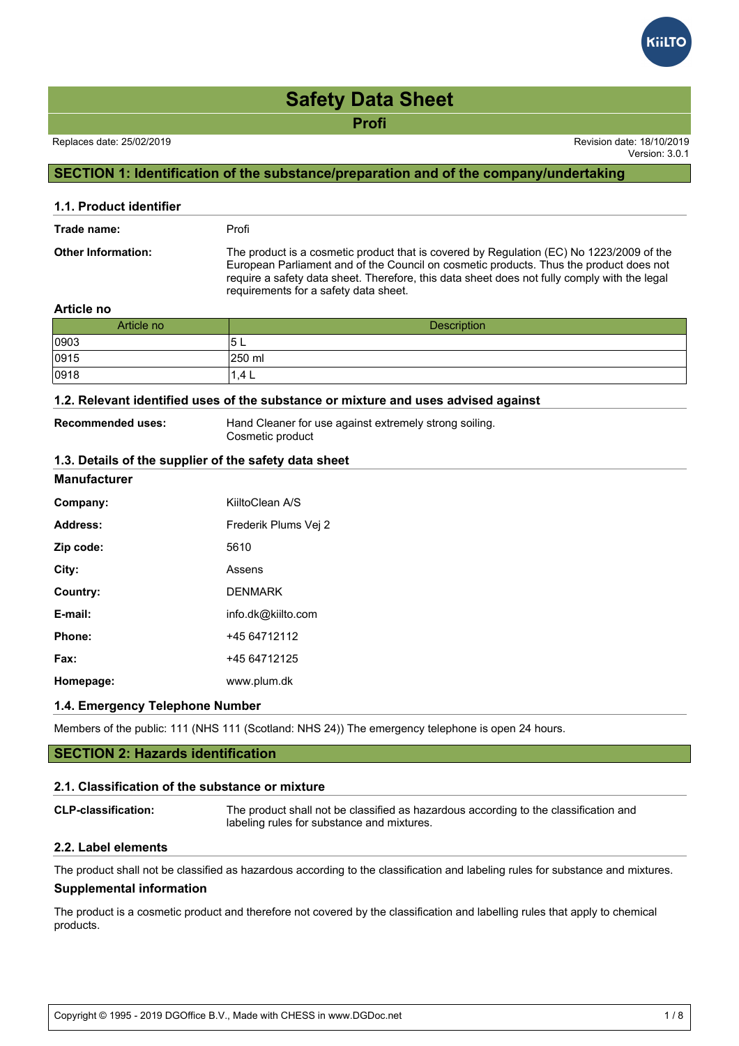# Safety Data Sheet

**Profi**

Replaces date: 25/02/2019

Revision date: 18/10/2019
Version: 3.0.1

## SECTION 1: Identification of the substance/preparation and of the company/undertaking

### 1.1. Product identifier

**Trade name:** Profi

**Other Information:** The product is a cosmetic product that is covered by Regulation (EC) No 1223/2009 of the European Parliament and of the Council on cosmetic products. Thus the product does not require a safety data sheet. Therefore, this data sheet does not fully comply with the legal requirements for a safety data sheet.

**Article no**

| Article no | Description |
|---|---|
| 0903 | 5 L |
| 0915 | 250 ml |
| 0918 | 1,4 L |

### 1.2. Relevant identified uses of the substance or mixture and uses advised against

**Recommended uses:** Hand Cleaner for use against extremely strong soiling.
Cosmetic product

### 1.3. Details of the supplier of the safety data sheet

**Manufacturer**

**Company:** KiiltoClean A/S

**Address:** Frederik Plums Vej 2

**Zip code:** 5610

**City:** Assens

**Country:** DENMARK

**E-mail:** info.dk@kiilto.com

**Phone:** +45 64712112

**Fax:** +45 64712125

**Homepage:** www.plum.dk

### 1.4. Emergency Telephone Number

Members of the public: 111 (NHS 111 (Scotland: NHS 24)) The emergency telephone is open 24 hours.

## SECTION 2: Hazards identification

### 2.1. Classification of the substance or mixture

**CLP-classification:** The product shall not be classified as hazardous according to the classification and labeling rules for substance and mixtures.

### 2.2. Label elements

The product shall not be classified as hazardous according to the classification and labeling rules for substance and mixtures.

**Supplemental information**

The product is a cosmetic product and therefore not covered by the classification and labelling rules that apply to chemical products.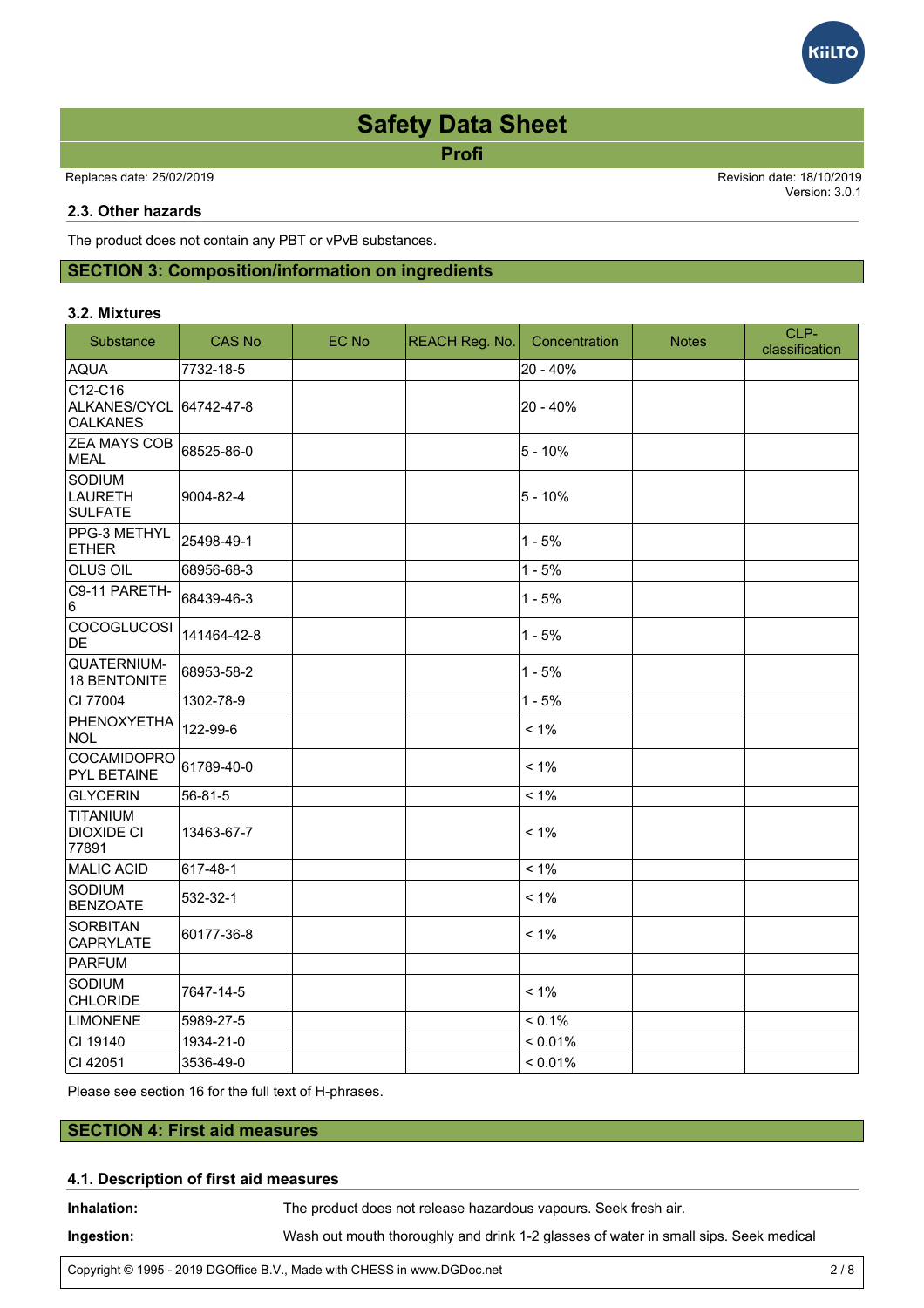## 2.3. Other hazards

The product does not contain any PBT or vPvB substances.

# SECTION 3: Composition/information on ingredients

## 3.2. Mixtures

| Substance | CAS No | EC No | REACH Reg. No. | Concentration | Notes | CLP-classification |
|---|---|---|---|---|---|---|
| AQUA | 7732-18-5 | | | 20 - 40% | | |
| C12-C16 ALKANES/CYCLOALKANES | 64742-47-8 | | | 20 - 40% | | |
| ZEA MAYS COB MEAL | 68525-86-0 | | | 5 - 10% | | |
| SODIUM LAURETH SULFATE | 9004-82-4 | | | 5 - 10% | | |
| PPG-3 METHYL ETHER | 25498-49-1 | | | 1 - 5% | | |
| OLUS OIL | 68956-68-3 | | | 1 - 5% | | |
| C9-11 PARETH-6 | 68439-46-3 | | | 1 - 5% | | |
| COCOGLUCOSIDE | 141464-42-8 | | | 1 - 5% | | |
| QUATERNIUM-18 BENTONITE | 68953-58-2 | | | 1 - 5% | | |
| CI 77004 | 1302-78-9 | | | 1 - 5% | | |
| PHENOXYETHANOL | 122-99-6 | | | < 1% | | |
| COCAMIDOPROPYL BETAINE | 61789-40-0 | | | < 1% | | |
| GLYCERIN | 56-81-5 | | | < 1% | | |
| TITANIUM DIOXIDE CI 77891 | 13463-67-7 | | | < 1% | | |
| MALIC ACID | 617-48-1 | | | < 1% | | |
| SODIUM BENZOATE | 532-32-1 | | | < 1% | | |
| SORBITAN CAPRYLATE | 60177-36-8 | | | < 1% | | |
| PARFUM | | | | | | |
| SODIUM CHLORIDE | 7647-14-5 | | | < 1% | | |
| LIMONENE | 5989-27-5 | | | < 0.1% | | |
| CI 19140 | 1934-21-0 | | | < 0.01% | | |
| CI 42051 | 3536-49-0 | | | < 0.01% | | |

Please see section 16 for the full text of H-phrases.

# SECTION 4: First aid measures

## 4.1. Description of first aid measures

**Inhalation:** The product does not release hazardous vapours. Seek fresh air.

**Ingestion:** Wash out mouth thoroughly and drink 1-2 glasses of water in small sips. Seek medical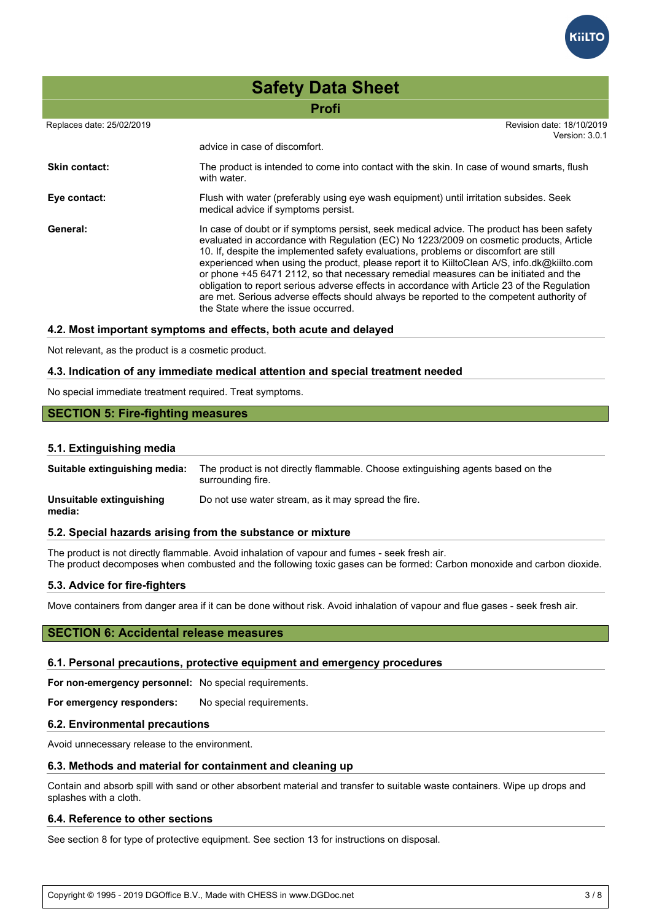advice in case of discomfort.

**Skin contact:** The product is intended to come into contact with the skin. In case of wound smarts, flush with water.

**Eye contact:** Flush with water (preferably using eye wash equipment) until irritation subsides. Seek medical advice if symptoms persist.

**General:** In case of doubt or if symptoms persist, seek medical advice. The product has been safety evaluated in accordance with Regulation (EC) No 1223/2009 on cosmetic products, Article 10. If, despite the implemented safety evaluations, problems or discomfort are still experienced when using the product, please report it to KiiltoClean A/S, info.dk@kiilto.com or phone +45 6471 2112, so that necessary remedial measures can be initiated and the obligation to report serious adverse effects in accordance with Article 23 of the Regulation are met. Serious adverse effects should always be reported to the competent authority of the State where the issue occurred.

### 4.2. Most important symptoms and effects, both acute and delayed

Not relevant, as the product is a cosmetic product.

### 4.3. Indication of any immediate medical attention and special treatment needed

No special immediate treatment required. Treat symptoms.

## SECTION 5: Fire-fighting measures

### 5.1. Extinguishing media

**Suitable extinguishing media:** The product is not directly flammable. Choose extinguishing agents based on the surrounding fire.

**Unsuitable extinguishing media:** Do not use water stream, as it may spread the fire.

### 5.2. Special hazards arising from the substance or mixture

The product is not directly flammable. Avoid inhalation of vapour and fumes - seek fresh air.
The product decomposes when combusted and the following toxic gases can be formed: Carbon monoxide and carbon dioxide.

### 5.3. Advice for fire-fighters

Move containers from danger area if it can be done without risk. Avoid inhalation of vapour and flue gases - seek fresh air.

## SECTION 6: Accidental release measures

### 6.1. Personal precautions, protective equipment and emergency procedures

**For non-emergency personnel:** No special requirements.

**For emergency responders:** No special requirements.

### 6.2. Environmental precautions

Avoid unnecessary release to the environment.

### 6.3. Methods and material for containment and cleaning up

Contain and absorb spill with sand or other absorbent material and transfer to suitable waste containers. Wipe up drops and splashes with a cloth.

### 6.4. Reference to other sections

See section 8 for type of protective equipment. See section 13 for instructions on disposal.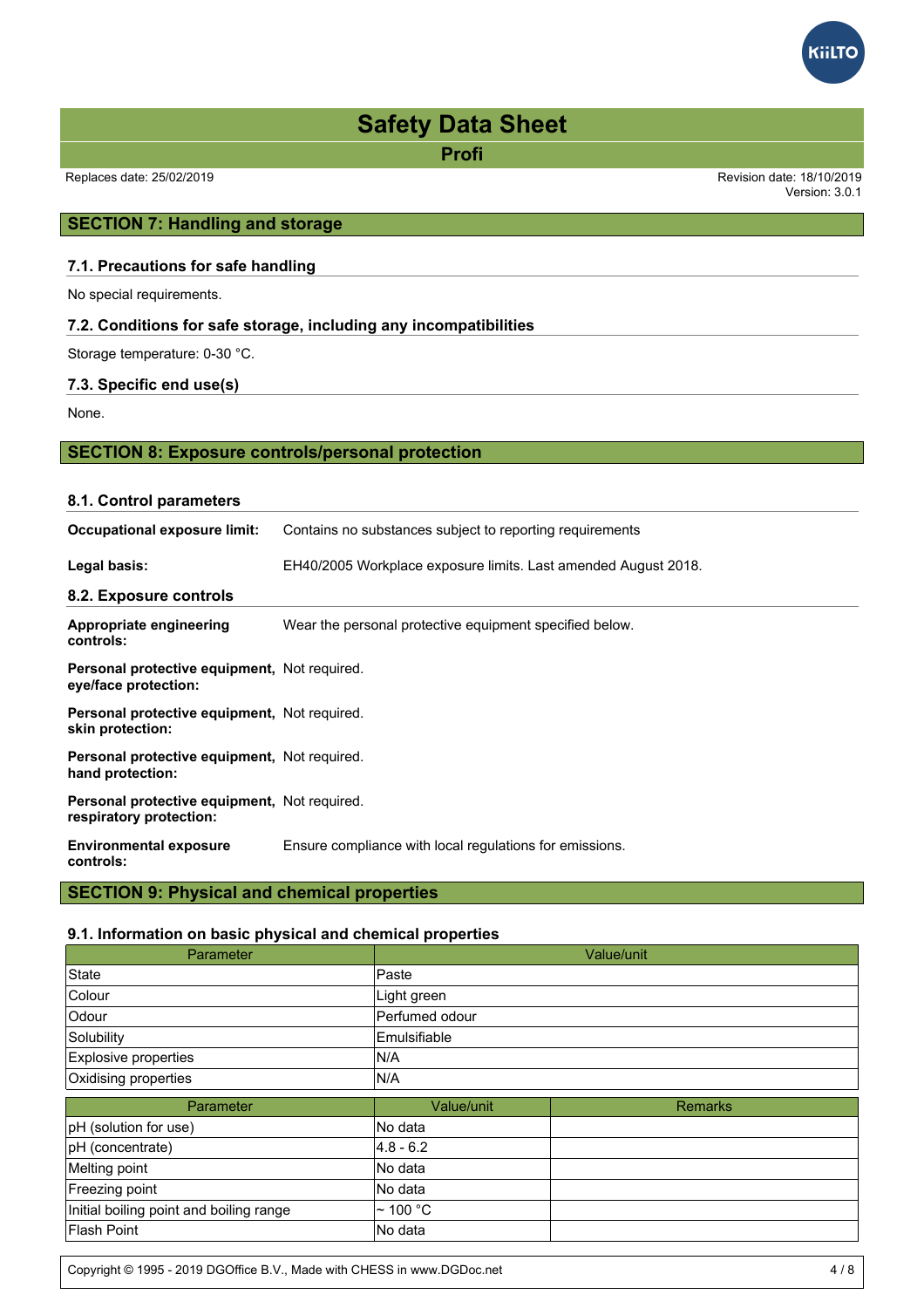## SECTION 7: Handling and storage

### 7.1. Precautions for safe handling

No special requirements.

### 7.2. Conditions for safe storage, including any incompatibilities

Storage temperature: 0-30 °C.

### 7.3. Specific end use(s)

None.

## SECTION 8: Exposure controls/personal protection

### 8.1. Control parameters

**Occupational exposure limit:** Contains no substances subject to reporting requirements

**Legal basis:** EH40/2005 Workplace exposure limits. Last amended August 2018.

### 8.2. Exposure controls

**Appropriate engineering controls:** Wear the personal protective equipment specified below.

**Personal protective equipment, eye/face protection:** Not required.

**Personal protective equipment, skin protection:** Not required.

**Personal protective equipment, hand protection:** Not required.

**Personal protective equipment, respiratory protection:** Not required.

**Environmental exposure controls:** Ensure compliance with local regulations for emissions.

## SECTION 9: Physical and chemical properties

### 9.1. Information on basic physical and chemical properties

| Parameter | Value/unit |
|---|---|
| State | Paste |
| Colour | Light green |
| Odour | Perfumed odour |
| Solubility | Emulsifiable |
| Explosive properties | N/A |
| Oxidising properties | N/A |

| Parameter | Value/unit | Remarks |
|---|---|---|
| pH (solution for use) | No data | |
| pH (concentrate) | 4.8 - 6.2 | |
| Melting point | No data | |
| Freezing point | No data | |
| Initial boiling point and boiling range | ~ 100 °C | |
| Flash Point | No data | |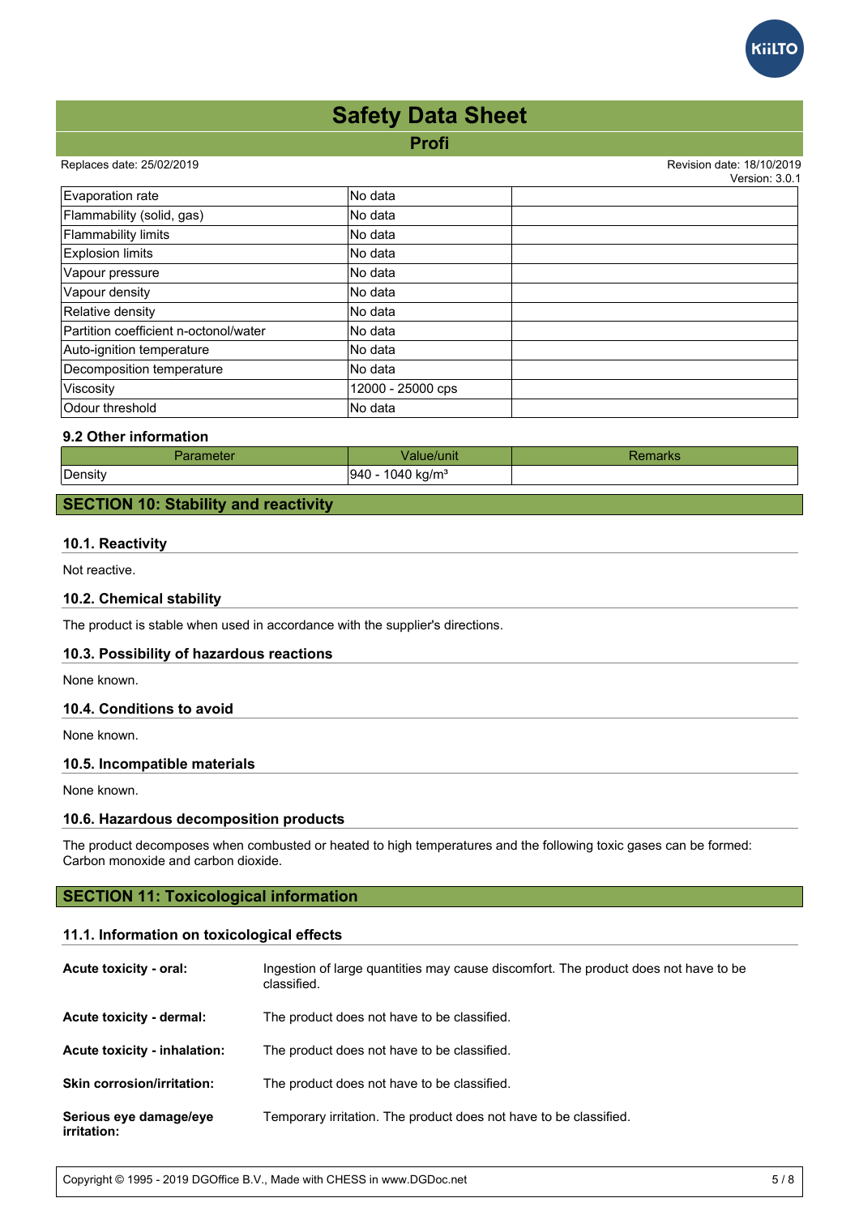| | | |
|---|---|---|
| Evaporation rate | No data | |
| Flammability (solid, gas) | No data | |
| Flammability limits | No data | |
| Explosion limits | No data | |
| Vapour pressure | No data | |
| Vapour density | No data | |
| Relative density | No data | |
| Partition coefficient n-octonol/water | No data | |
| Auto-ignition temperature | No data | |
| Decomposition temperature | No data | |
| Viscosity | 12000 - 25000 cps | |
| Odour threshold | No data | |

### 9.2 Other information

| Parameter | Value/unit | Remarks |
|---|---|---|
| Density | 940 - 1040 kg/m³ | |

## SECTION 10: Stability and reactivity

### 10.1. Reactivity

Not reactive.

### 10.2. Chemical stability

The product is stable when used in accordance with the supplier's directions.

### 10.3. Possibility of hazardous reactions

None known.

### 10.4. Conditions to avoid

None known.

### 10.5. Incompatible materials

None known.

### 10.6. Hazardous decomposition products

The product decomposes when combusted or heated to high temperatures and the following toxic gases can be formed: Carbon monoxide and carbon dioxide.

## SECTION 11: Toxicological information

### 11.1. Information on toxicological effects

**Acute toxicity - oral:** Ingestion of large quantities may cause discomfort. The product does not have to be classified.

**Acute toxicity - dermal:** The product does not have to be classified.

**Acute toxicity - inhalation:** The product does not have to be classified.

**Skin corrosion/irritation:** The product does not have to be classified.

**Serious eye damage/eye irritation:** Temporary irritation. The product does not have to be classified.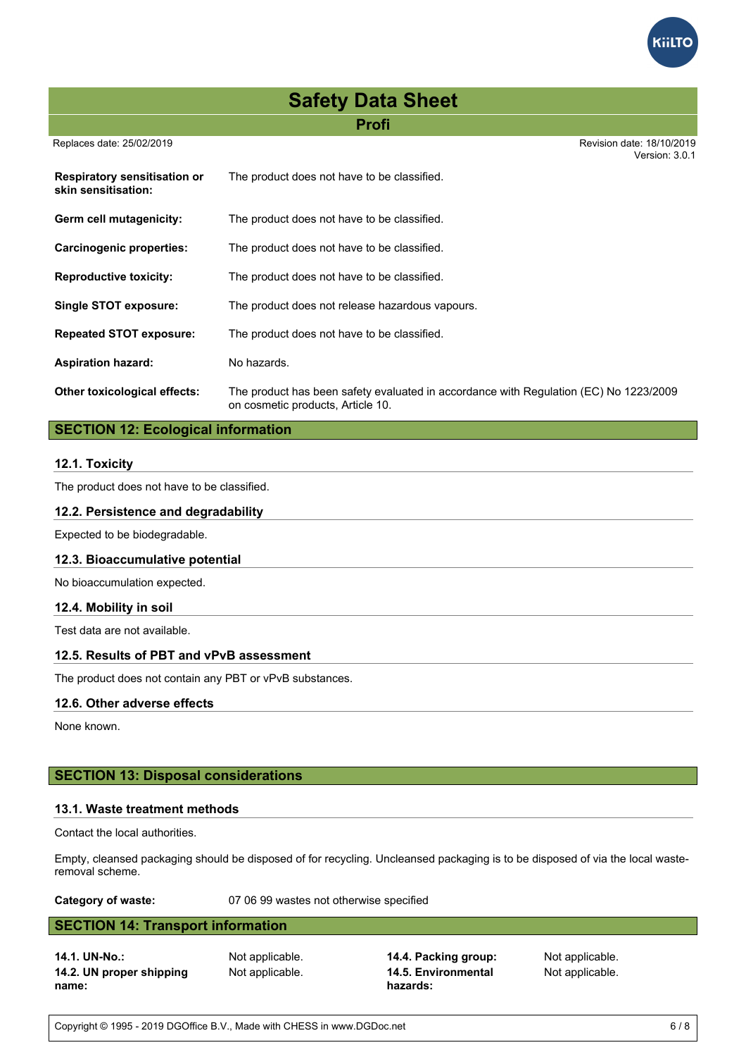| | |
|---|---|
| **Respiratory sensitisation or skin sensitisation:** | The product does not have to be classified. |
| **Germ cell mutagenicity:** | The product does not have to be classified. |
| **Carcinogenic properties:** | The product does not have to be classified. |
| **Reproductive toxicity:** | The product does not have to be classified. |
| **Single STOT exposure:** | The product does not release hazardous vapours. |
| **Repeated STOT exposure:** | The product does not have to be classified. |
| **Aspiration hazard:** | No hazards. |
| **Other toxicological effects:** | The product has been safety evaluated in accordance with Regulation (EC) No 1223/2009 on cosmetic products, Article 10. |

## SECTION 12: Ecological information

### 12.1. Toxicity

The product does not have to be classified.

### 12.2. Persistence and degradability

Expected to be biodegradable.

### 12.3. Bioaccumulative potential

No bioaccumulation expected.

### 12.4. Mobility in soil

Test data are not available.

### 12.5. Results of PBT and vPvB assessment

The product does not contain any PBT or vPvB substances.

### 12.6. Other adverse effects

None known.

## SECTION 13: Disposal considerations

### 13.1. Waste treatment methods

Contact the local authorities.

Empty, cleansed packaging should be disposed of for recycling. Uncleansed packaging is to be disposed of via the local waste-removal scheme.

**Category of waste:** 07 06 99 wastes not otherwise specified

## SECTION 14: Transport information

| | | | |
|---|---|---|---|
| **14.1. UN-No.:** | Not applicable. | **14.4. Packing group:** | Not applicable. |
| **14.2. UN proper shipping name:** | Not applicable. | **14.5. Environmental hazards:** | Not applicable. |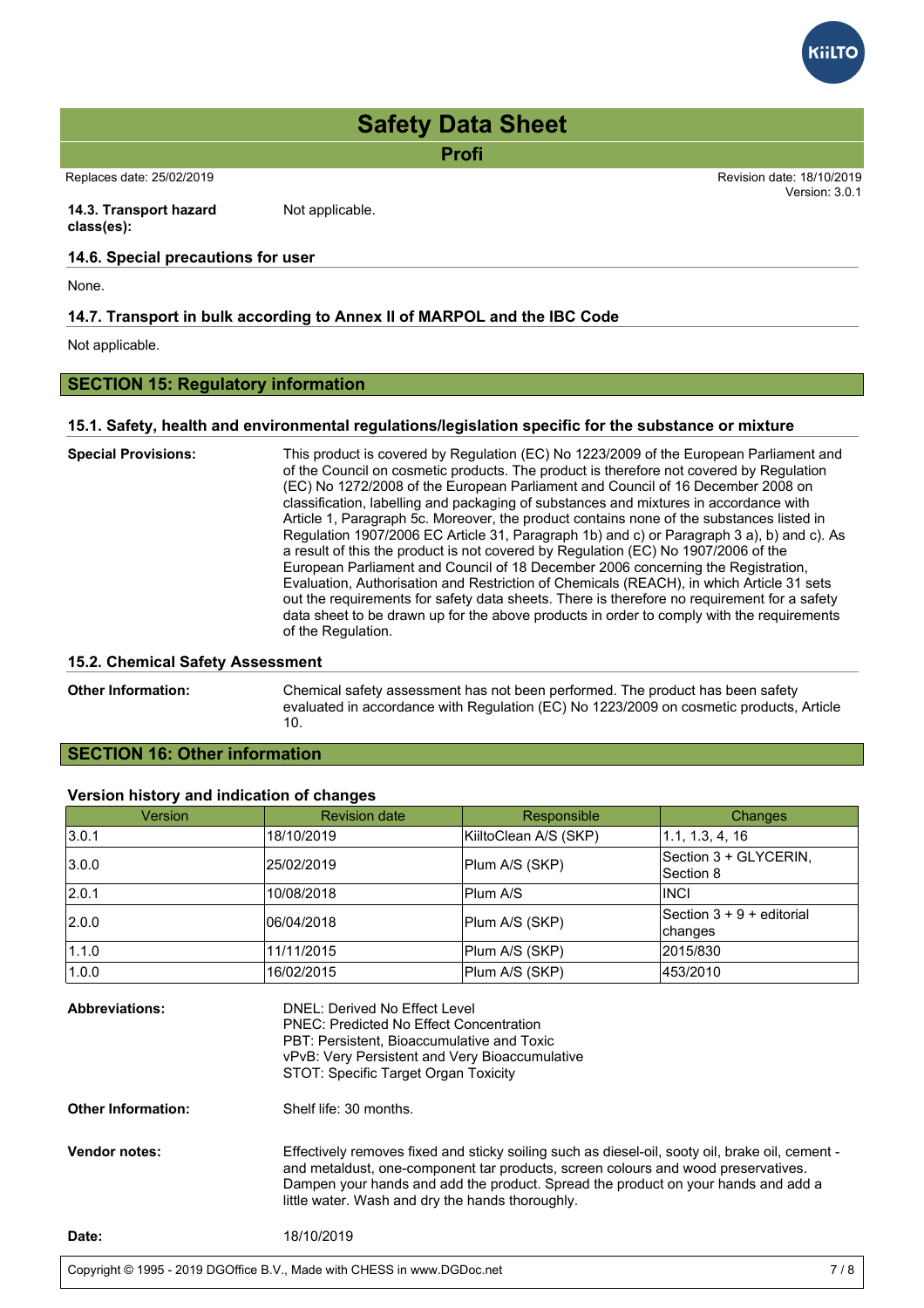**14.3. Transport hazard class(es):** Not applicable.

### 14.6. Special precautions for user

None.

### 14.7. Transport in bulk according to Annex II of MARPOL and the IBC Code

Not applicable.

## SECTION 15: Regulatory information

### 15.1. Safety, health and environmental regulations/legislation specific for the substance or mixture

**Special Provisions:** This product is covered by Regulation (EC) No 1223/2009 of the European Parliament and of the Council on cosmetic products. The product is therefore not covered by Regulation (EC) No 1272/2008 of the European Parliament and Council of 16 December 2008 on classification, labelling and packaging of substances and mixtures in accordance with Article 1, Paragraph 5c. Moreover, the product contains none of the substances listed in Regulation 1907/2006 EC Article 31, Paragraph 1b) and c) or Paragraph 3 a), b) and c). As a result of this the product is not covered by Regulation (EC) No 1907/2006 of the European Parliament and Council of 18 December 2006 concerning the Registration, Evaluation, Authorisation and Restriction of Chemicals (REACH), in which Article 31 sets out the requirements for safety data sheets. There is therefore no requirement for a safety data sheet to be drawn up for the above products in order to comply with the requirements of the Regulation.

### 15.2. Chemical Safety Assessment

**Other Information:** Chemical safety assessment has not been performed. The product has been safety evaluated in accordance with Regulation (EC) No 1223/2009 on cosmetic products, Article 10.

## SECTION 16: Other information

### Version history and indication of changes

| Version | Revision date | Responsible | Changes |
|---|---|---|---|
| 3.0.1 | 18/10/2019 | KiiltoClean A/S (SKP) | 1.1, 1.3, 4, 16 |
| 3.0.0 | 25/02/2019 | Plum A/S (SKP) | Section 3 + GLYCERIN, Section 8 |
| 2.0.1 | 10/08/2018 | Plum A/S | INCI |
| 2.0.0 | 06/04/2018 | Plum A/S (SKP) | Section 3 + 9 + editorial changes |
| 1.1.0 | 11/11/2015 | Plum A/S (SKP) | 2015/830 |
| 1.0.0 | 16/02/2015 | Plum A/S (SKP) | 453/2010 |

**Abbreviations:**
DNEL: Derived No Effect Level
PNEC: Predicted No Effect Concentration
PBT: Persistent, Bioaccumulative and Toxic
vPvB: Very Persistent and Very Bioaccumulative
STOT: Specific Target Organ Toxicity

**Other Information:** Shelf life: 30 months.

**Vendor notes:** Effectively removes fixed and sticky soiling such as diesel-oil, sooty oil, brake oil, cement - and metaldust, one-component tar products, screen colours and wood preservatives. Dampen your hands and add the product. Spread the product on your hands and add a little water. Wash and dry the hands thoroughly.

**Date:** 18/10/2019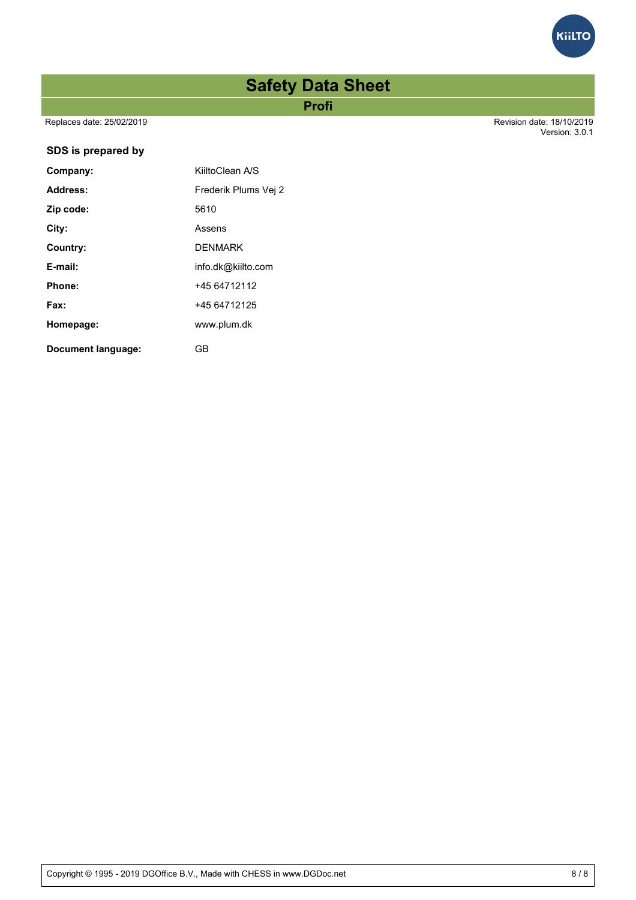# Safety Data Sheet

**Profi**

Replaces date: 25/02/2019

Revision date: 18/10/2019
Version: 3.0.1

## SDS is prepared by

| | |
|---|---|
| **Company:** | KiiltoClean A/S |
| **Address:** | Frederik Plums Vej 2 |
| **Zip code:** | 5610 |
| **City:** | Assens |
| **Country:** | DENMARK |
| **E-mail:** | info.dk@kiilto.com |
| **Phone:** | +45 64712112 |
| **Fax:** | +45 64712125 |
| **Homepage:** | www.plum.dk |
| **Document language:** | GB |

Copyright © 1995 - 2019 DGOffice B.V., Made with CHESS in www.DGDoc.net